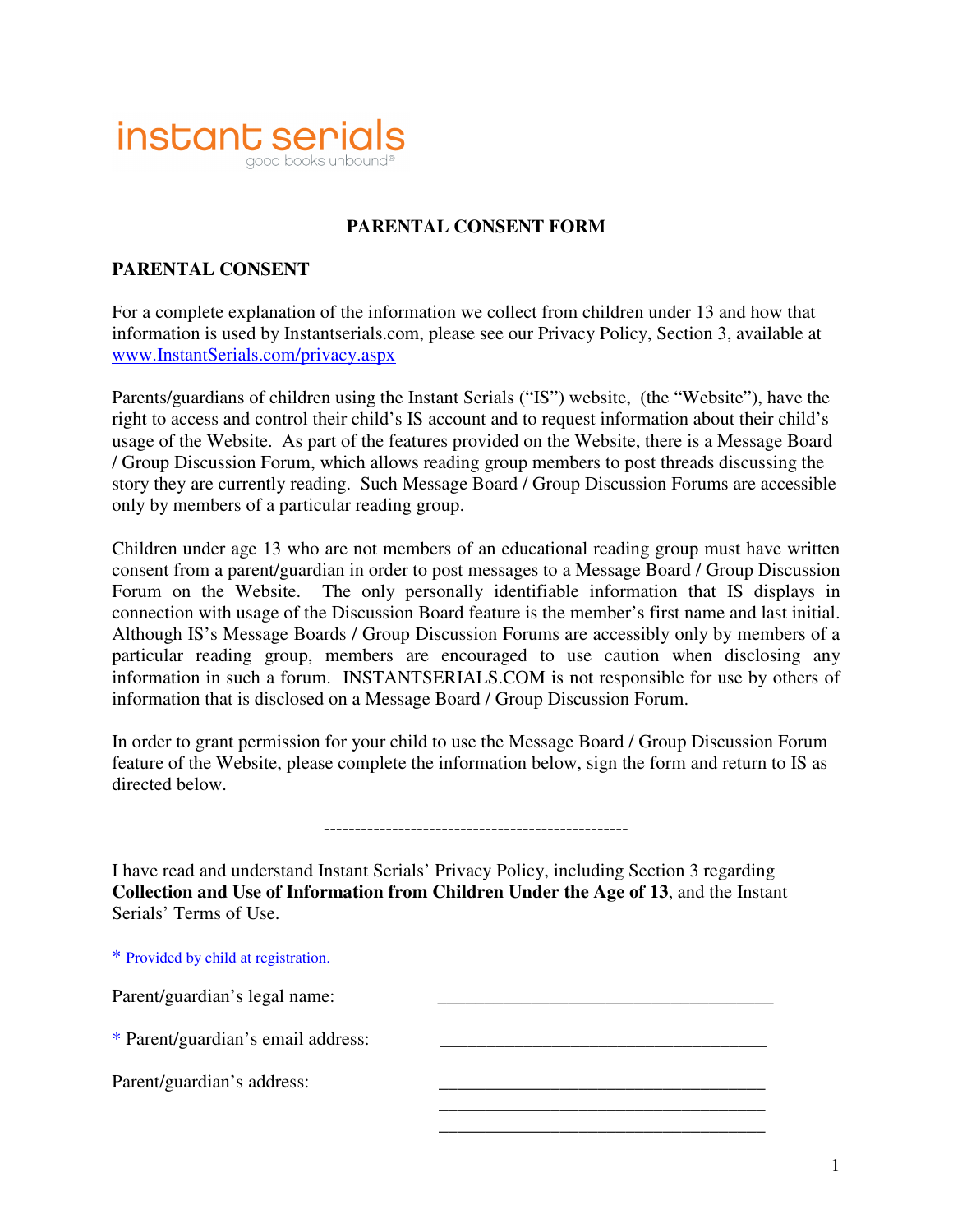instant serials
good books unbound®

# PARENTAL CONSENT FORM

## PARENTAL CONSENT

For a complete explanation of the information we collect from children under 13 and how that information is used by Instantserials.com, please see our Privacy Policy, Section 3, available at www.InstantSerials.com/privacy.aspx

Parents/guardians of children using the Instant Serials ("IS") website, (the "Website"), have the right to access and control their child's IS account and to request information about their child's usage of the Website. As part of the features provided on the Website, there is a Message Board / Group Discussion Forum, which allows reading group members to post threads discussing the story they are currently reading. Such Message Board / Group Discussion Forums are accessible only by members of a particular reading group.

Children under age 13 who are not members of an educational reading group must have written consent from a parent/guardian in order to post messages to a Message Board / Group Discussion Forum on the Website. The only personally identifiable information that IS displays in connection with usage of the Discussion Board feature is the member's first name and last initial. Although IS's Message Boards / Group Discussion Forums are accessibly only by members of a particular reading group, members are encouraged to use caution when disclosing any information in such a forum. INSTANTSERIALS.COM is not responsible for use by others of information that is disclosed on a Message Board / Group Discussion Forum.

In order to grant permission for your child to use the Message Board / Group Discussion Forum feature of the Website, please complete the information below, sign the form and return to IS as directed below.

-------------------------------------------------

I have read and understand Instant Serials' Privacy Policy, including Section 3 regarding **Collection and Use of Information from Children Under the Age of 13**, and the Instant Serials' Terms of Use.

* Provided by child at registration.

Parent/guardian's legal name: ____________________________________

* Parent/guardian's email address: ____________________________________

Parent/guardian's address: ____________________________________
____________________________________
____________________________________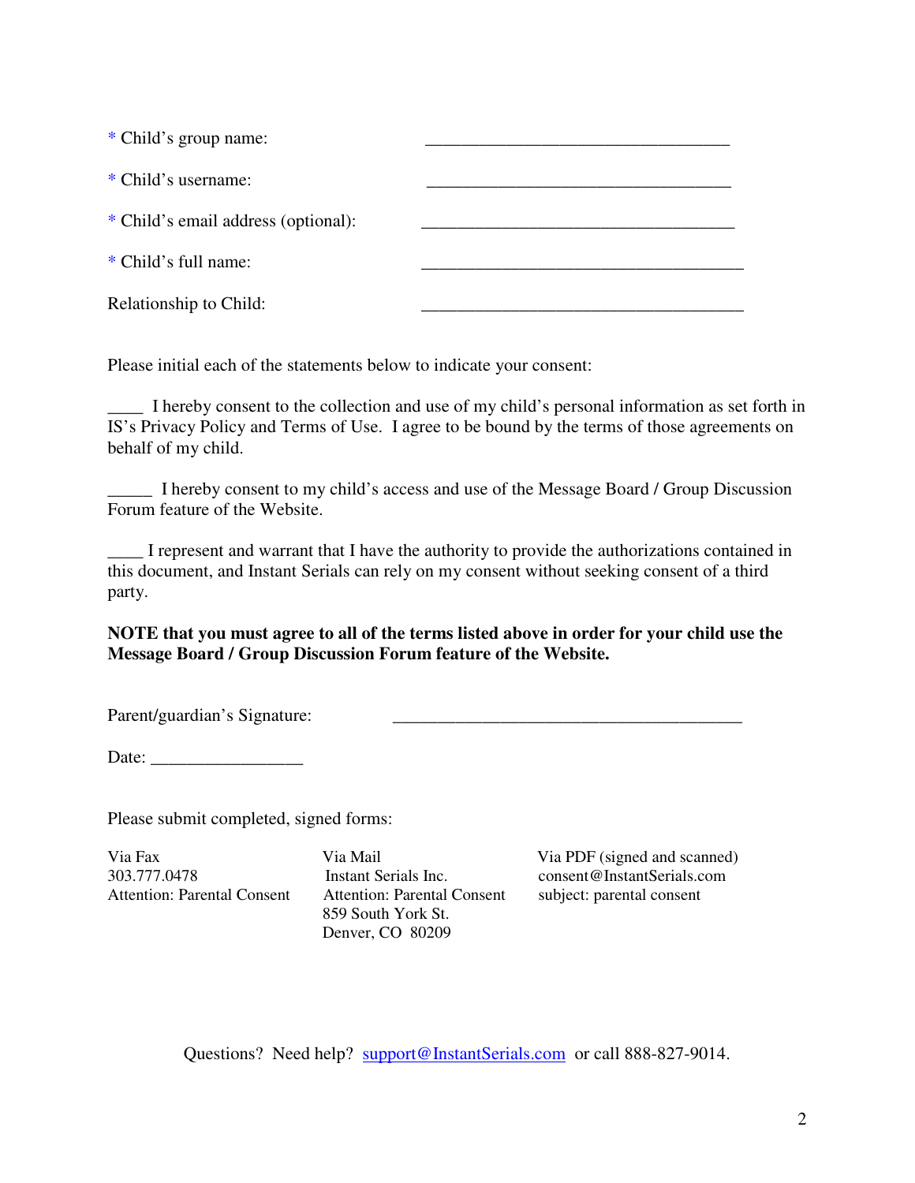* Child's group name: ___________________________________

* Child's username: ___________________________________

* Child's email address (optional): ___________________________________

* Child's full name: ___________________________________

Relationship to Child: ___________________________________

Please initial each of the statements below to indicate your consent:

____ I hereby consent to the collection and use of my child's personal information as set forth in IS's Privacy Policy and Terms of Use. I agree to be bound by the terms of those agreements on behalf of my child.

_____ I hereby consent to my child's access and use of the Message Board / Group Discussion Forum feature of the Website.

____ I represent and warrant that I have the authority to provide the authorizations contained in this document, and Instant Serials can rely on my consent without seeking consent of a third party.

**NOTE that you must agree to all of the terms listed above in order for your child use the Message Board / Group Discussion Forum feature of the Website.**

Parent/guardian's Signature: ________________________________________

Date: _________________

Please submit completed, signed forms:

Via Fax
303.777.0478
Attention: Parental Consent

Via Mail
Instant Serials Inc.
Attention: Parental Consent
859 South York St.
Denver, CO 80209

Via PDF (signed and scanned)
consent@InstantSerials.com
subject: parental consent

Questions? Need help? support@InstantSerials.com or call 888-827-9014.